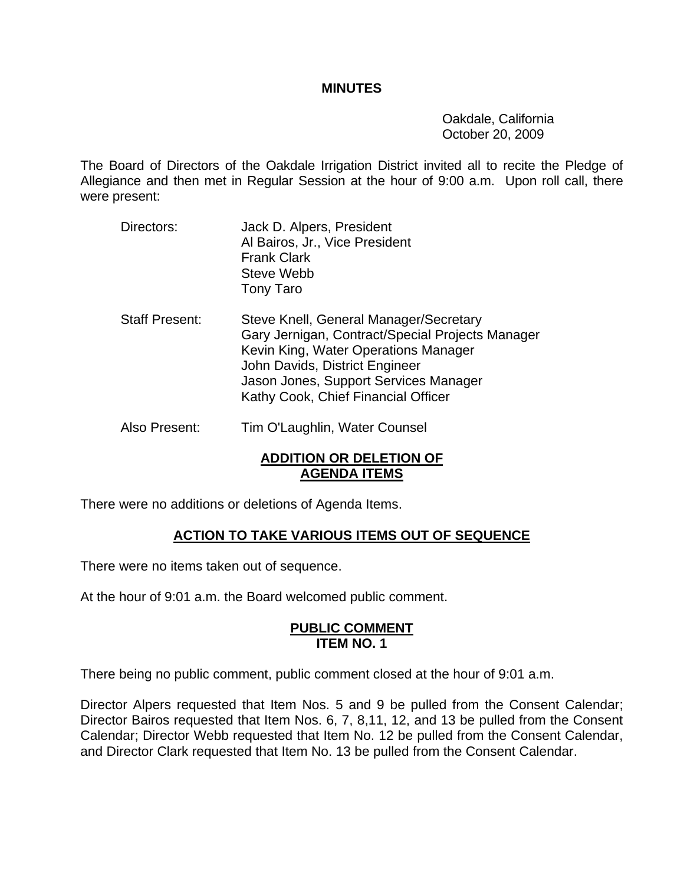# MINUTES

Oakdale, California
October 20, 2009

The Board of Directors of the Oakdale Irrigation District invited all to recite the Pledge of Allegiance and then met in Regular Session at the hour of 9:00 a.m. Upon roll call, there were present:

Directors:
- Jack D. Alpers, President
- Al Bairos, Jr., Vice President
- Frank Clark
- Steve Webb
- Tony Taro

Staff Present:
- Steve Knell, General Manager/Secretary
- Gary Jernigan, Contract/Special Projects Manager
- Kevin King, Water Operations Manager
- John Davids, District Engineer
- Jason Jones, Support Services Manager
- Kathy Cook, Chief Financial Officer

Also Present:
- Tim O'Laughlin, Water Counsel

## ADDITION OR DELETION OF AGENDA ITEMS

There were no additions or deletions of Agenda Items.

## ACTION TO TAKE VARIOUS ITEMS OUT OF SEQUENCE

There were no items taken out of sequence.

At the hour of 9:01 a.m. the Board welcomed public comment.

## PUBLIC COMMENT ITEM NO. 1

There being no public comment, public comment closed at the hour of 9:01 a.m.

Director Alpers requested that Item Nos. 5 and 9 be pulled from the Consent Calendar; Director Bairos requested that Item Nos. 6, 7, 8,11, 12, and 13 be pulled from the Consent Calendar; Director Webb requested that Item No. 12 be pulled from the Consent Calendar, and Director Clark requested that Item No. 13 be pulled from the Consent Calendar.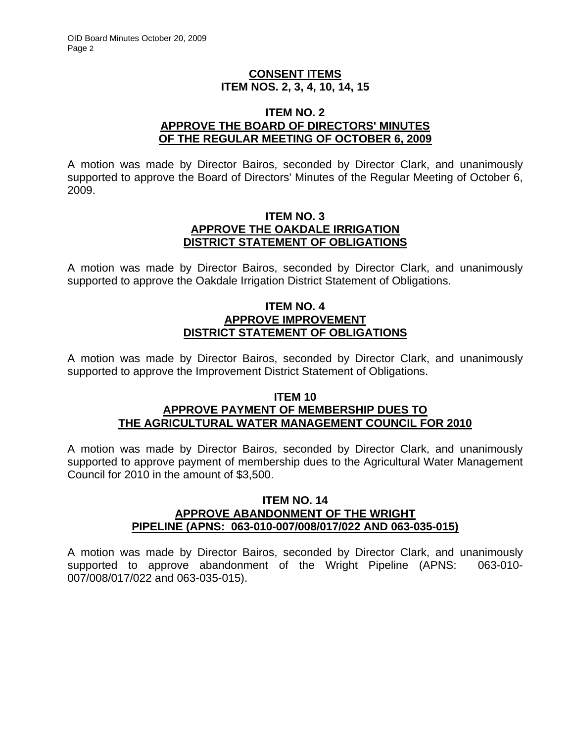## CONSENT ITEMS
## ITEM NOS. 2, 3, 4, 10, 14, 15

### ITEM NO. 2
### APPROVE THE BOARD OF DIRECTORS' MINUTES OF THE REGULAR MEETING OF OCTOBER 6, 2009

A motion was made by Director Bairos, seconded by Director Clark, and unanimously supported to approve the Board of Directors' Minutes of the Regular Meeting of October 6, 2009.

### ITEM NO. 3
### APPROVE THE OAKDALE IRRIGATION DISTRICT STATEMENT OF OBLIGATIONS

A motion was made by Director Bairos, seconded by Director Clark, and unanimously supported to approve the Oakdale Irrigation District Statement of Obligations.

### ITEM NO. 4
### APPROVE IMPROVEMENT DISTRICT STATEMENT OF OBLIGATIONS

A motion was made by Director Bairos, seconded by Director Clark, and unanimously supported to approve the Improvement District Statement of Obligations.

### ITEM 10
### APPROVE PAYMENT OF MEMBERSHIP DUES TO THE AGRICULTURAL WATER MANAGEMENT COUNCIL FOR 2010

A motion was made by Director Bairos, seconded by Director Clark, and unanimously supported to approve payment of membership dues to the Agricultural Water Management Council for 2010 in the amount of $3,500.

### ITEM NO. 14
### APPROVE ABANDONMENT OF THE WRIGHT PIPELINE (APNS: 063-010-007/008/017/022 AND 063-035-015)

A motion was made by Director Bairos, seconded by Director Clark, and unanimously supported to approve abandonment of the Wright Pipeline (APNS: 063-010-007/008/017/022 and 063-035-015).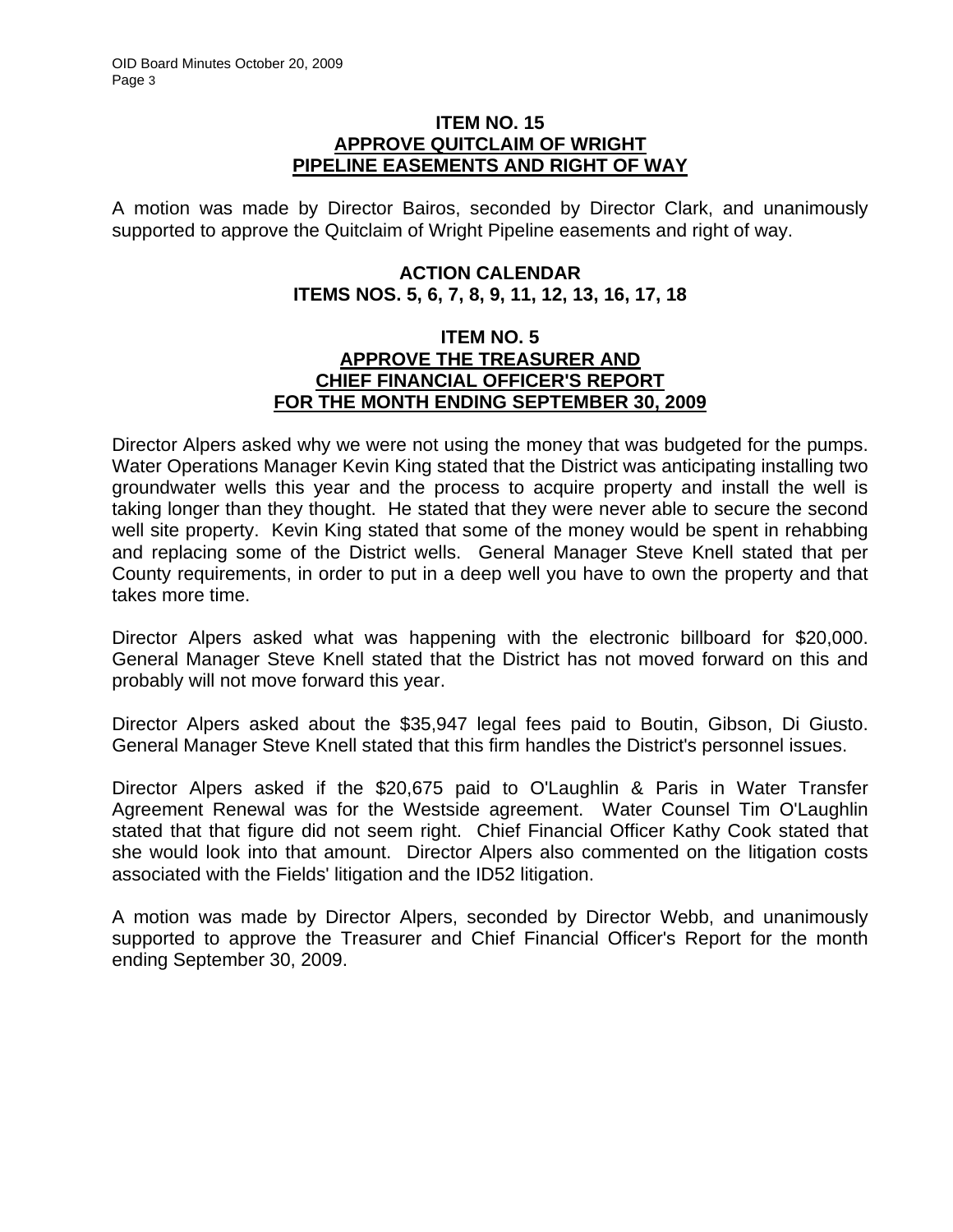## ITEM NO. 15
## APPROVE QUITCLAIM OF WRIGHT PIPELINE EASEMENTS AND RIGHT OF WAY

A motion was made by Director Bairos, seconded by Director Clark, and unanimously supported to approve the Quitclaim of Wright Pipeline easements and right of way.

## ACTION CALENDAR
## ITEMS NOS. 5, 6, 7, 8, 9, 11, 12, 13, 16, 17, 18

## ITEM NO. 5
## APPROVE THE TREASURER AND CHIEF FINANCIAL OFFICER'S REPORT FOR THE MONTH ENDING SEPTEMBER 30, 2009

Director Alpers asked why we were not using the money that was budgeted for the pumps. Water Operations Manager Kevin King stated that the District was anticipating installing two groundwater wells this year and the process to acquire property and install the well is taking longer than they thought. He stated that they were never able to secure the second well site property. Kevin King stated that some of the money would be spent in rehabbing and replacing some of the District wells. General Manager Steve Knell stated that per County requirements, in order to put in a deep well you have to own the property and that takes more time.

Director Alpers asked what was happening with the electronic billboard for $20,000. General Manager Steve Knell stated that the District has not moved forward on this and probably will not move forward this year.

Director Alpers asked about the $35,947 legal fees paid to Boutin, Gibson, Di Giusto. General Manager Steve Knell stated that this firm handles the District's personnel issues.

Director Alpers asked if the $20,675 paid to O'Laughlin & Paris in Water Transfer Agreement Renewal was for the Westside agreement. Water Counsel Tim O'Laughlin stated that that figure did not seem right. Chief Financial Officer Kathy Cook stated that she would look into that amount. Director Alpers also commented on the litigation costs associated with the Fields' litigation and the ID52 litigation.

A motion was made by Director Alpers, seconded by Director Webb, and unanimously supported to approve the Treasurer and Chief Financial Officer's Report for the month ending September 30, 2009.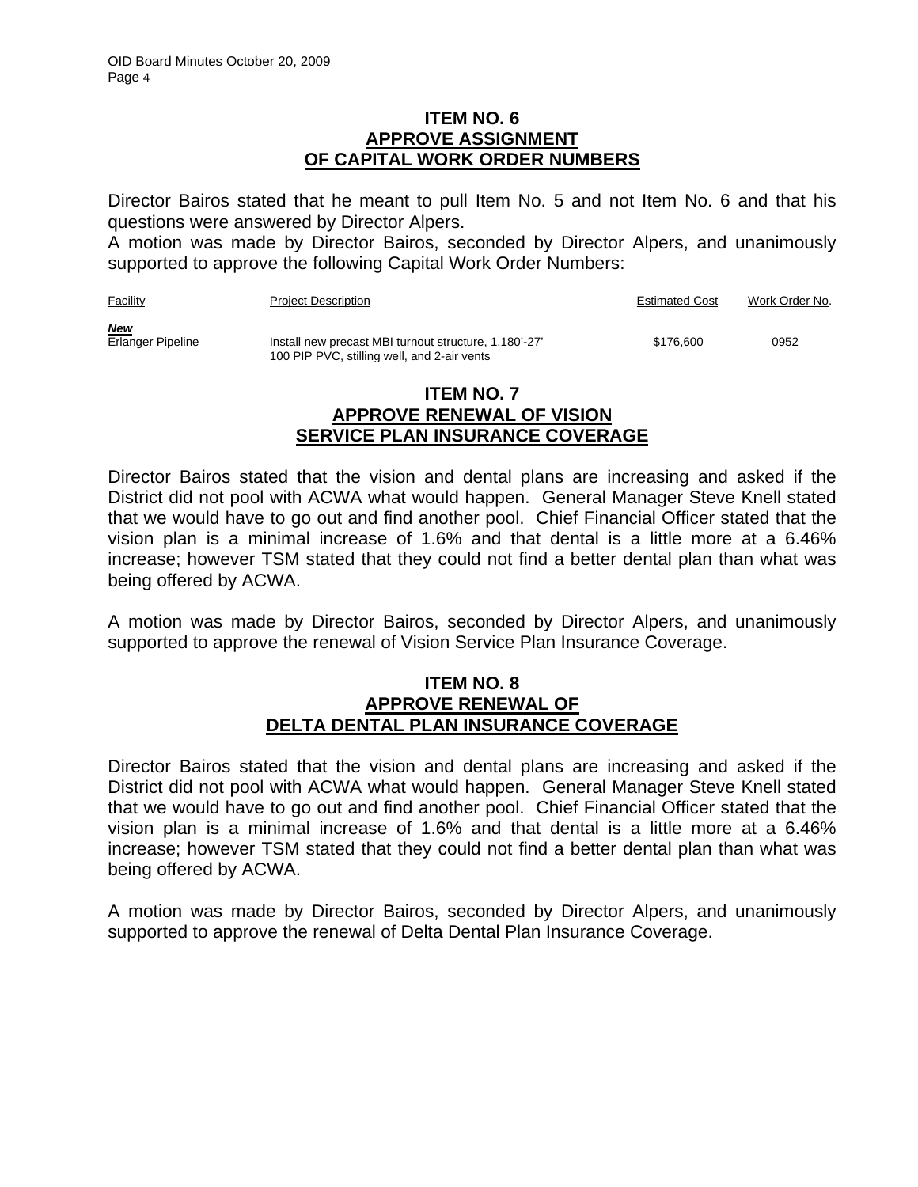## ITEM NO. 6
## APPROVE ASSIGNMENT OF CAPITAL WORK ORDER NUMBERS

Director Bairos stated that he meant to pull Item No. 5 and not Item No. 6 and that his questions were answered by Director Alpers.
A motion was made by Director Bairos, seconded by Director Alpers, and unanimously supported to approve the following Capital Work Order Numbers:

| Facility | Project Description | Estimated Cost | Work Order No. |
|---|---|---|---|
| ***New*** | | | |
| Erlanger Pipeline | Install new precast MBI turnout structure, 1,180'-27' 100 PIP PVC, stilling well, and 2-air vents | $176,600 | 0952 |

## ITEM NO. 7
## APPROVE RENEWAL OF VISION SERVICE PLAN INSURANCE COVERAGE

Director Bairos stated that the vision and dental plans are increasing and asked if the District did not pool with ACWA what would happen. General Manager Steve Knell stated that we would have to go out and find another pool. Chief Financial Officer stated that the vision plan is a minimal increase of 1.6% and that dental is a little more at a 6.46% increase; however TSM stated that they could not find a better dental plan than what was being offered by ACWA.

A motion was made by Director Bairos, seconded by Director Alpers, and unanimously supported to approve the renewal of Vision Service Plan Insurance Coverage.

## ITEM NO. 8
## APPROVE RENEWAL OF DELTA DENTAL PLAN INSURANCE COVERAGE

Director Bairos stated that the vision and dental plans are increasing and asked if the District did not pool with ACWA what would happen. General Manager Steve Knell stated that we would have to go out and find another pool. Chief Financial Officer stated that the vision plan is a minimal increase of 1.6% and that dental is a little more at a 6.46% increase; however TSM stated that they could not find a better dental plan than what was being offered by ACWA.

A motion was made by Director Bairos, seconded by Director Alpers, and unanimously supported to approve the renewal of Delta Dental Plan Insurance Coverage.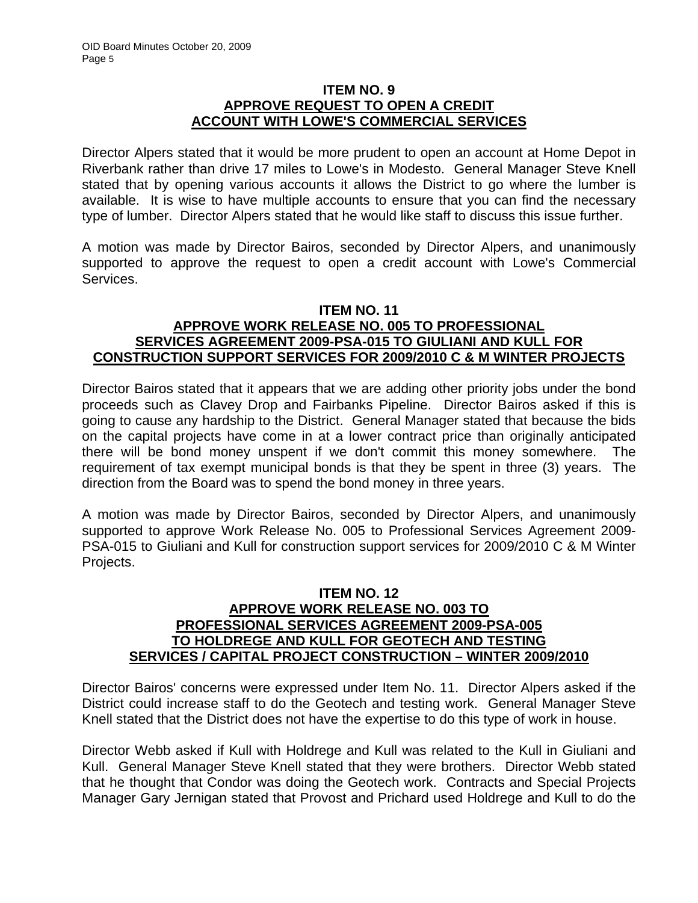## ITEM NO. 9
## APPROVE REQUEST TO OPEN A CREDIT ACCOUNT WITH LOWE'S COMMERCIAL SERVICES

Director Alpers stated that it would be more prudent to open an account at Home Depot in Riverbank rather than drive 17 miles to Lowe's in Modesto. General Manager Steve Knell stated that by opening various accounts it allows the District to go where the lumber is available. It is wise to have multiple accounts to ensure that you can find the necessary type of lumber. Director Alpers stated that he would like staff to discuss this issue further.

A motion was made by Director Bairos, seconded by Director Alpers, and unanimously supported to approve the request to open a credit account with Lowe's Commercial Services.

## ITEM NO. 11
## APPROVE WORK RELEASE NO. 005 TO PROFESSIONAL SERVICES AGREEMENT 2009-PSA-015 TO GIULIANI AND KULL FOR CONSTRUCTION SUPPORT SERVICES FOR 2009/2010 C & M WINTER PROJECTS

Director Bairos stated that it appears that we are adding other priority jobs under the bond proceeds such as Clavey Drop and Fairbanks Pipeline. Director Bairos asked if this is going to cause any hardship to the District. General Manager stated that because the bids on the capital projects have come in at a lower contract price than originally anticipated there will be bond money unspent if we don't commit this money somewhere. The requirement of tax exempt municipal bonds is that they be spent in three (3) years. The direction from the Board was to spend the bond money in three years.

A motion was made by Director Bairos, seconded by Director Alpers, and unanimously supported to approve Work Release No. 005 to Professional Services Agreement 2009-PSA-015 to Giuliani and Kull for construction support services for 2009/2010 C & M Winter Projects.

## ITEM NO. 12
## APPROVE WORK RELEASE NO. 003 TO PROFESSIONAL SERVICES AGREEMENT 2009-PSA-005 TO HOLDREGE AND KULL FOR GEOTECH AND TESTING SERVICES / CAPITAL PROJECT CONSTRUCTION – WINTER 2009/2010

Director Bairos' concerns were expressed under Item No. 11. Director Alpers asked if the District could increase staff to do the Geotech and testing work. General Manager Steve Knell stated that the District does not have the expertise to do this type of work in house.

Director Webb asked if Kull with Holdrege and Kull was related to the Kull in Giuliani and Kull. General Manager Steve Knell stated that they were brothers. Director Webb stated that he thought that Condor was doing the Geotech work. Contracts and Special Projects Manager Gary Jernigan stated that Provost and Prichard used Holdrege and Kull to do the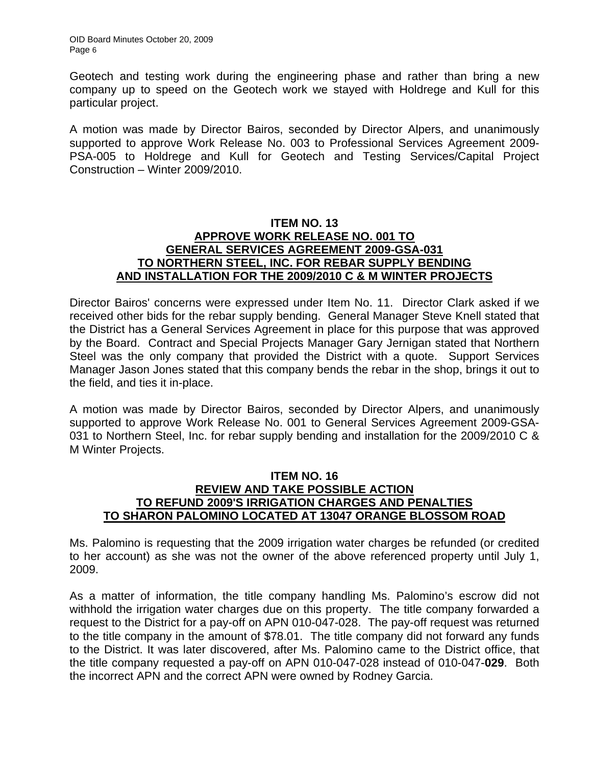Geotech and testing work during the engineering phase and rather than bring a new company up to speed on the Geotech work we stayed with Holdrege and Kull for this particular project.

A motion was made by Director Bairos, seconded by Director Alpers, and unanimously supported to approve Work Release No. 003 to Professional Services Agreement 2009-PSA-005 to Holdrege and Kull for Geotech and Testing Services/Capital Project Construction – Winter 2009/2010.

## ITEM NO. 13
## APPROVE WORK RELEASE NO. 001 TO GENERAL SERVICES AGREEMENT 2009-GSA-031 TO NORTHERN STEEL, INC. FOR REBAR SUPPLY BENDING AND INSTALLATION FOR THE 2009/2010 C & M WINTER PROJECTS

Director Bairos' concerns were expressed under Item No. 11. Director Clark asked if we received other bids for the rebar supply bending. General Manager Steve Knell stated that the District has a General Services Agreement in place for this purpose that was approved by the Board. Contract and Special Projects Manager Gary Jernigan stated that Northern Steel was the only company that provided the District with a quote. Support Services Manager Jason Jones stated that this company bends the rebar in the shop, brings it out to the field, and ties it in-place.

A motion was made by Director Bairos, seconded by Director Alpers, and unanimously supported to approve Work Release No. 001 to General Services Agreement 2009-GSA-031 to Northern Steel, Inc. for rebar supply bending and installation for the 2009/2010 C & M Winter Projects.

## ITEM NO. 16
## REVIEW AND TAKE POSSIBLE ACTION TO REFUND 2009'S IRRIGATION CHARGES AND PENALTIES TO SHARON PALOMINO LOCATED AT 13047 ORANGE BLOSSOM ROAD

Ms. Palomino is requesting that the 2009 irrigation water charges be refunded (or credited to her account) as she was not the owner of the above referenced property until July 1, 2009.

As a matter of information, the title company handling Ms. Palomino's escrow did not withhold the irrigation water charges due on this property. The title company forwarded a request to the District for a pay-off on APN 010-047-028. The pay-off request was returned to the title company in the amount of $78.01. The title company did not forward any funds to the District. It was later discovered, after Ms. Palomino came to the District office, that the title company requested a pay-off on APN 010-047-028 instead of 010-047-**029**. Both the incorrect APN and the correct APN were owned by Rodney Garcia.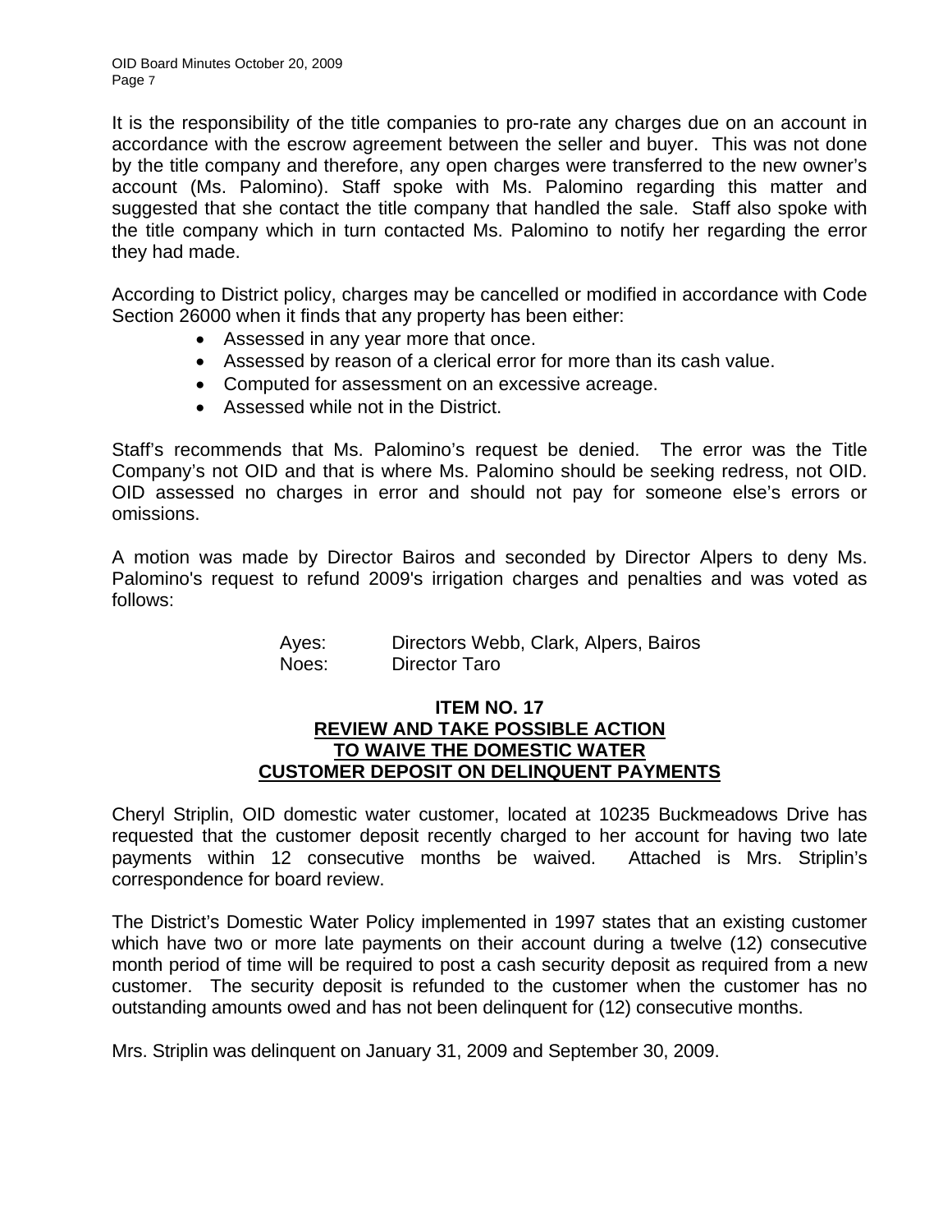It is the responsibility of the title companies to pro-rate any charges due on an account in accordance with the escrow agreement between the seller and buyer. This was not done by the title company and therefore, any open charges were transferred to the new owner's account (Ms. Palomino). Staff spoke with Ms. Palomino regarding this matter and suggested that she contact the title company that handled the sale. Staff also spoke with the title company which in turn contacted Ms. Palomino to notify her regarding the error they had made.

According to District policy, charges may be cancelled or modified in accordance with Code Section 26000 when it finds that any property has been either:

- Assessed in any year more that once.
- Assessed by reason of a clerical error for more than its cash value.
- Computed for assessment on an excessive acreage.
- Assessed while not in the District.

Staff's recommends that Ms. Palomino's request be denied. The error was the Title Company's not OID and that is where Ms. Palomino should be seeking redress, not OID. OID assessed no charges in error and should not pay for someone else's errors or omissions.

A motion was made by Director Bairos and seconded by Director Alpers to deny Ms. Palomino's request to refund 2009's irrigation charges and penalties and was voted as follows:

Ayes: Directors Webb, Clark, Alpers, Bairos
Noes: Director Taro

## ITEM NO. 17
## REVIEW AND TAKE POSSIBLE ACTION TO WAIVE THE DOMESTIC WATER CUSTOMER DEPOSIT ON DELINQUENT PAYMENTS

Cheryl Striplin, OID domestic water customer, located at 10235 Buckmeadows Drive has requested that the customer deposit recently charged to her account for having two late payments within 12 consecutive months be waived. Attached is Mrs. Striplin's correspondence for board review.

The District's Domestic Water Policy implemented in 1997 states that an existing customer which have two or more late payments on their account during a twelve (12) consecutive month period of time will be required to post a cash security deposit as required from a new customer. The security deposit is refunded to the customer when the customer has no outstanding amounts owed and has not been delinquent for (12) consecutive months.

Mrs. Striplin was delinquent on January 31, 2009 and September 30, 2009.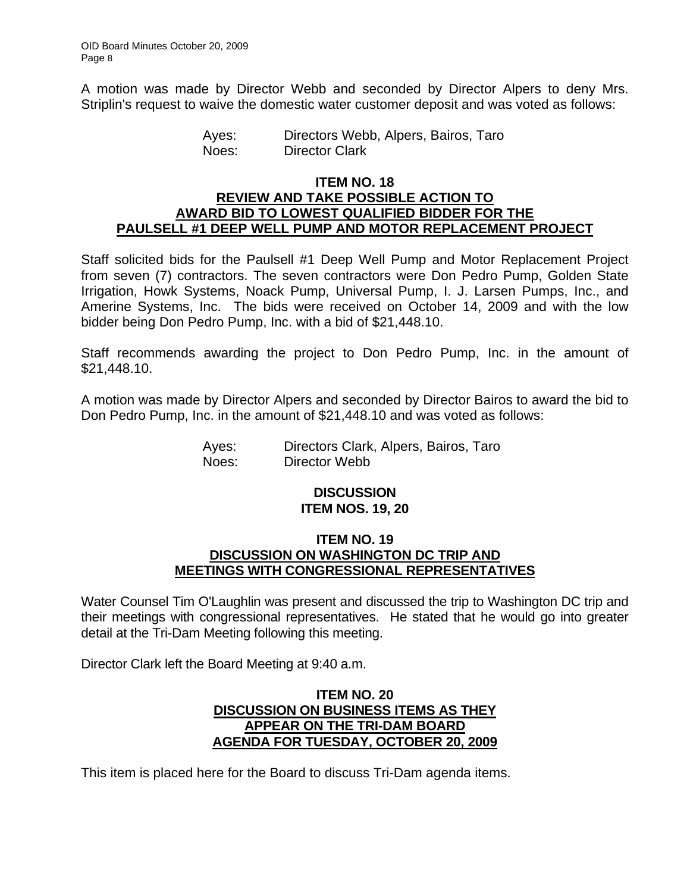A motion was made by Director Webb and seconded by Director Alpers to deny Mrs. Striplin's request to waive the domestic water customer deposit and was voted as follows:

Ayes: Directors Webb, Alpers, Bairos, Taro
Noes: Director Clark

## ITEM NO. 18
## REVIEW AND TAKE POSSIBLE ACTION TO AWARD BID TO LOWEST QUALIFIED BIDDER FOR THE PAULSELL #1 DEEP WELL PUMP AND MOTOR REPLACEMENT PROJECT

Staff solicited bids for the Paulsell #1 Deep Well Pump and Motor Replacement Project from seven (7) contractors. The seven contractors were Don Pedro Pump, Golden State Irrigation, Howk Systems, Noack Pump, Universal Pump, I. J. Larsen Pumps, Inc., and Amerine Systems, Inc. The bids were received on October 14, 2009 and with the low bidder being Don Pedro Pump, Inc. with a bid of $21,448.10.

Staff recommends awarding the project to Don Pedro Pump, Inc. in the amount of $21,448.10.

A motion was made by Director Alpers and seconded by Director Bairos to award the bid to Don Pedro Pump, Inc. in the amount of $21,448.10 and was voted as follows:

Ayes: Directors Clark, Alpers, Bairos, Taro
Noes: Director Webb

## DISCUSSION
## ITEM NOS. 19, 20

## ITEM NO. 19
## DISCUSSION ON WASHINGTON DC TRIP AND MEETINGS WITH CONGRESSIONAL REPRESENTATIVES

Water Counsel Tim O'Laughlin was present and discussed the trip to Washington DC trip and their meetings with congressional representatives. He stated that he would go into greater detail at the Tri-Dam Meeting following this meeting.

Director Clark left the Board Meeting at 9:40 a.m.

## ITEM NO. 20
## DISCUSSION ON BUSINESS ITEMS AS THEY APPEAR ON THE TRI-DAM BOARD AGENDA FOR TUESDAY, OCTOBER 20, 2009

This item is placed here for the Board to discuss Tri-Dam agenda items.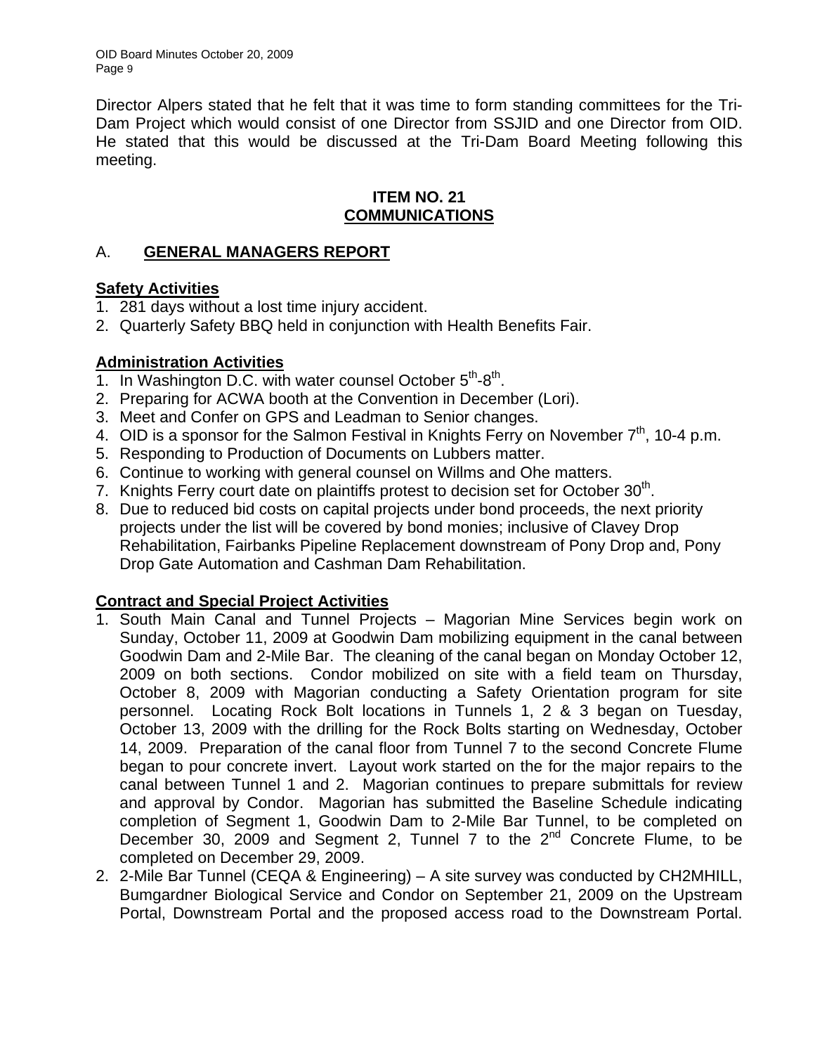Director Alpers stated that he felt that it was time to form standing committees for the Tri-Dam Project which would consist of one Director from SSJID and one Director from OID. He stated that this would be discussed at the Tri-Dam Board Meeting following this meeting.

## ITEM NO. 21
## COMMUNICATIONS

### A. GENERAL MANAGERS REPORT

**Safety Activities**

1. 281 days without a lost time injury accident.
2. Quarterly Safety BBQ held in conjunction with Health Benefits Fair.

**Administration Activities**

1. In Washington D.C. with water counsel October 5th-8th.
2. Preparing for ACWA booth at the Convention in December (Lori).
3. Meet and Confer on GPS and Leadman to Senior changes.
4. OID is a sponsor for the Salmon Festival in Knights Ferry on November 7th, 10-4 p.m.
5. Responding to Production of Documents on Lubbers matter.
6. Continue to working with general counsel on Willms and Ohe matters.
7. Knights Ferry court date on plaintiffs protest to decision set for October 30th.
8. Due to reduced bid costs on capital projects under bond proceeds, the next priority projects under the list will be covered by bond monies; inclusive of Clavey Drop Rehabilitation, Fairbanks Pipeline Replacement downstream of Pony Drop and, Pony Drop Gate Automation and Cashman Dam Rehabilitation.

**Contract and Special Project Activities**

1. South Main Canal and Tunnel Projects – Magorian Mine Services begin work on Sunday, October 11, 2009 at Goodwin Dam mobilizing equipment in the canal between Goodwin Dam and 2-Mile Bar. The cleaning of the canal began on Monday October 12, 2009 on both sections. Condor mobilized on site with a field team on Thursday, October 8, 2009 with Magorian conducting a Safety Orientation program for site personnel. Locating Rock Bolt locations in Tunnels 1, 2 & 3 began on Tuesday, October 13, 2009 with the drilling for the Rock Bolts starting on Wednesday, October 14, 2009. Preparation of the canal floor from Tunnel 7 to the second Concrete Flume began to pour concrete invert. Layout work started on the for the major repairs to the canal between Tunnel 1 and 2. Magorian continues to prepare submittals for review and approval by Condor. Magorian has submitted the Baseline Schedule indicating completion of Segment 1, Goodwin Dam to 2-Mile Bar Tunnel, to be completed on December 30, 2009 and Segment 2, Tunnel 7 to the 2nd Concrete Flume, to be completed on December 29, 2009.
2. 2-Mile Bar Tunnel (CEQA & Engineering) – A site survey was conducted by CH2MHILL, Bumgardner Biological Service and Condor on September 21, 2009 on the Upstream Portal, Downstream Portal and the proposed access road to the Downstream Portal.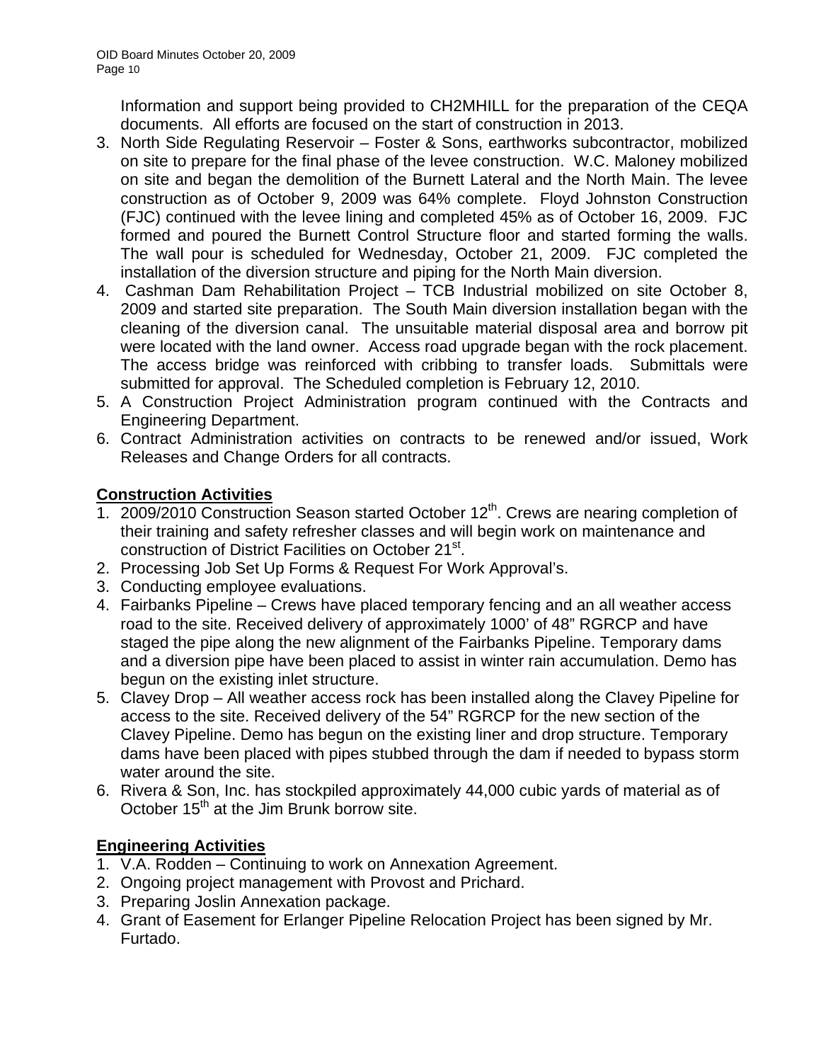Information and support being provided to CH2MHILL for the preparation of the CEQA documents. All efforts are focused on the start of construction in 2013.

3. North Side Regulating Reservoir – Foster & Sons, earthworks subcontractor, mobilized on site to prepare for the final phase of the levee construction. W.C. Maloney mobilized on site and began the demolition of the Burnett Lateral and the North Main. The levee construction as of October 9, 2009 was 64% complete. Floyd Johnston Construction (FJC) continued with the levee lining and completed 45% as of October 16, 2009. FJC formed and poured the Burnett Control Structure floor and started forming the walls. The wall pour is scheduled for Wednesday, October 21, 2009. FJC completed the installation of the diversion structure and piping for the North Main diversion.
4. Cashman Dam Rehabilitation Project – TCB Industrial mobilized on site October 8, 2009 and started site preparation. The South Main diversion installation began with the cleaning of the diversion canal. The unsuitable material disposal area and borrow pit were located with the land owner. Access road upgrade began with the rock placement. The access bridge was reinforced with cribbing to transfer loads. Submittals were submitted for approval. The Scheduled completion is February 12, 2010.
5. A Construction Project Administration program continued with the Contracts and Engineering Department.
6. Contract Administration activities on contracts to be renewed and/or issued, Work Releases and Change Orders for all contracts.

**Construction Activities**

1. 2009/2010 Construction Season started October 12th. Crews are nearing completion of their training and safety refresher classes and will begin work on maintenance and construction of District Facilities on October 21st.
2. Processing Job Set Up Forms & Request For Work Approval's.
3. Conducting employee evaluations.
4. Fairbanks Pipeline – Crews have placed temporary fencing and an all weather access road to the site. Received delivery of approximately 1000' of 48" RGRCP and have staged the pipe along the new alignment of the Fairbanks Pipeline. Temporary dams and a diversion pipe have been placed to assist in winter rain accumulation. Demo has begun on the existing inlet structure.
5. Clavey Drop – All weather access rock has been installed along the Clavey Pipeline for access to the site. Received delivery of the 54" RGRCP for the new section of the Clavey Pipeline. Demo has begun on the existing liner and drop structure. Temporary dams have been placed with pipes stubbed through the dam if needed to bypass storm water around the site.
6. Rivera & Son, Inc. has stockpiled approximately 44,000 cubic yards of material as of October 15th at the Jim Brunk borrow site.

**Engineering Activities**

1. V.A. Rodden – Continuing to work on Annexation Agreement.
2. Ongoing project management with Provost and Prichard.
3. Preparing Joslin Annexation package.
4. Grant of Easement for Erlanger Pipeline Relocation Project has been signed by Mr. Furtado.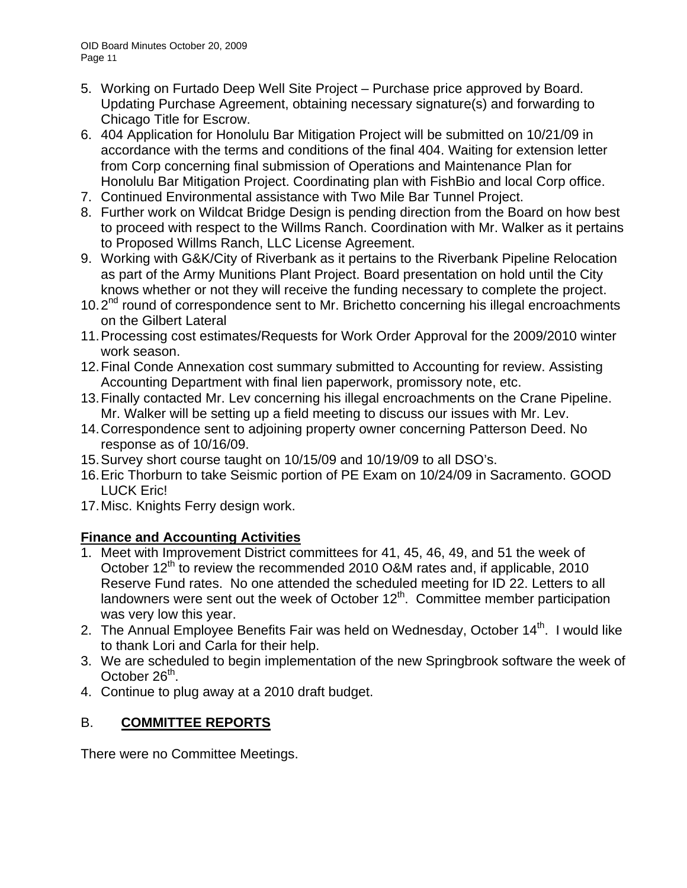5. Working on Furtado Deep Well Site Project – Purchase price approved by Board. Updating Purchase Agreement, obtaining necessary signature(s) and forwarding to Chicago Title for Escrow.
6. 404 Application for Honolulu Bar Mitigation Project will be submitted on 10/21/09 in accordance with the terms and conditions of the final 404. Waiting for extension letter from Corp concerning final submission of Operations and Maintenance Plan for Honolulu Bar Mitigation Project. Coordinating plan with FishBio and local Corp office.
7. Continued Environmental assistance with Two Mile Bar Tunnel Project.
8. Further work on Wildcat Bridge Design is pending direction from the Board on how best to proceed with respect to the Willms Ranch. Coordination with Mr. Walker as it pertains to Proposed Willms Ranch, LLC License Agreement.
9. Working with G&K/City of Riverbank as it pertains to the Riverbank Pipeline Relocation as part of the Army Munitions Plant Project. Board presentation on hold until the City knows whether or not they will receive the funding necessary to complete the project.
10. 2nd round of correspondence sent to Mr. Brichetto concerning his illegal encroachments on the Gilbert Lateral
11. Processing cost estimates/Requests for Work Order Approval for the 2009/2010 winter work season.
12. Final Conde Annexation cost summary submitted to Accounting for review. Assisting Accounting Department with final lien paperwork, promissory note, etc.
13. Finally contacted Mr. Lev concerning his illegal encroachments on the Crane Pipeline. Mr. Walker will be setting up a field meeting to discuss our issues with Mr. Lev.
14. Correspondence sent to adjoining property owner concerning Patterson Deed. No response as of 10/16/09.
15. Survey short course taught on 10/15/09 and 10/19/09 to all DSO's.
16. Eric Thorburn to take Seismic portion of PE Exam on 10/24/09 in Sacramento. GOOD LUCK Eric!
17. Misc. Knights Ferry design work.

**Finance and Accounting Activities**

1. Meet with Improvement District committees for 41, 45, 46, 49, and 51 the week of October 12th to review the recommended 2010 O&M rates and, if applicable, 2010 Reserve Fund rates. No one attended the scheduled meeting for ID 22. Letters to all landowners were sent out the week of October 12th. Committee member participation was very low this year.
2. The Annual Employee Benefits Fair was held on Wednesday, October 14th. I would like to thank Lori and Carla for their help.
3. We are scheduled to begin implementation of the new Springbrook software the week of October 26th.
4. Continue to plug away at a 2010 draft budget.

## B. COMMITTEE REPORTS

There were no Committee Meetings.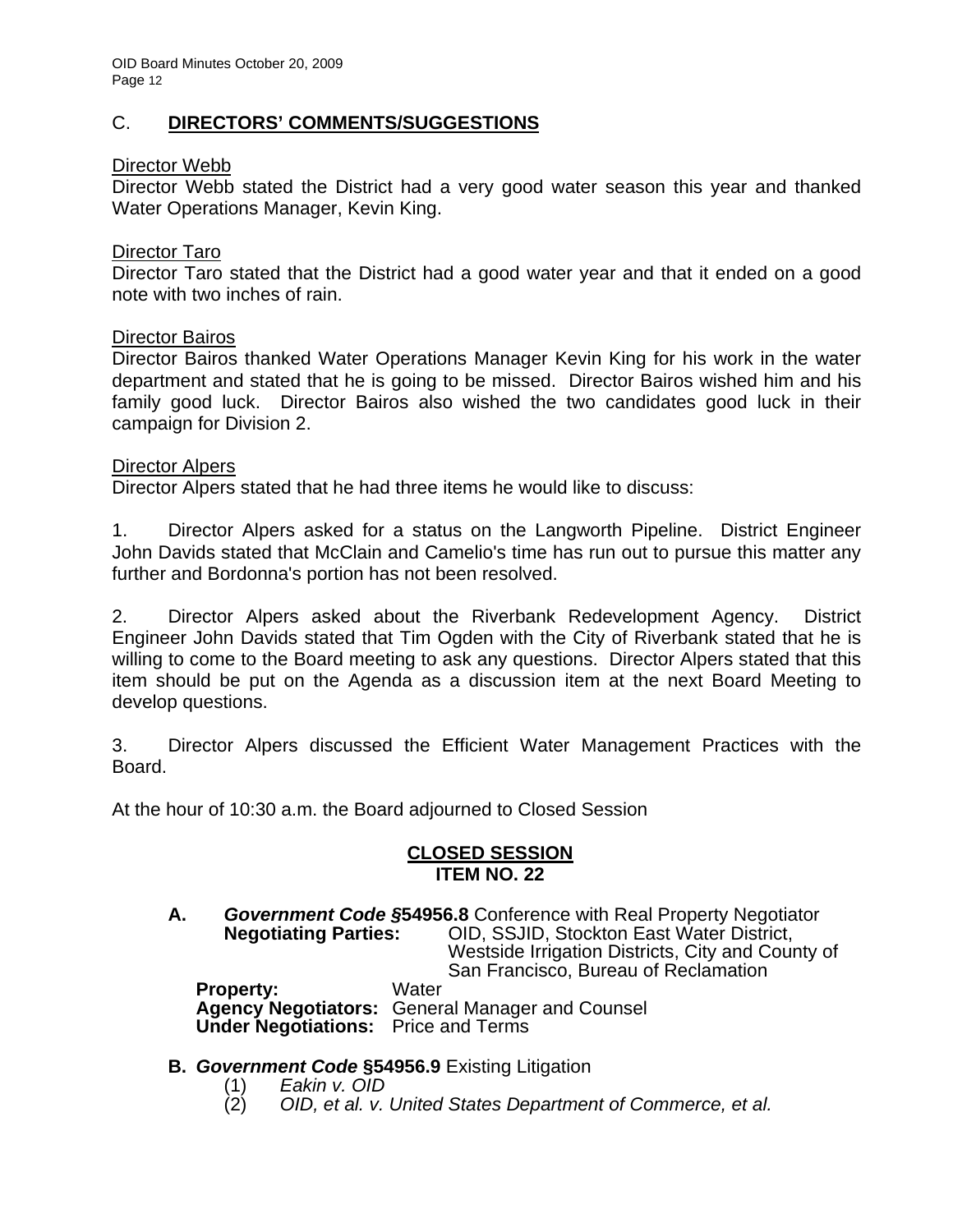## C. **DIRECTORS' COMMENTS/SUGGESTIONS**

Director Webb
Director Webb stated the District had a very good water season this year and thanked Water Operations Manager, Kevin King.

Director Taro
Director Taro stated that the District had a good water year and that it ended on a good note with two inches of rain.

Director Bairos
Director Bairos thanked Water Operations Manager Kevin King for his work in the water department and stated that he is going to be missed. Director Bairos wished him and his family good luck. Director Bairos also wished the two candidates good luck in their campaign for Division 2.

Director Alpers
Director Alpers stated that he had three items he would like to discuss:

1. Director Alpers asked for a status on the Langworth Pipeline. District Engineer John Davids stated that McClain and Camelio's time has run out to pursue this matter any further and Bordonna's portion has not been resolved.

2. Director Alpers asked about the Riverbank Redevelopment Agency. District Engineer John Davids stated that Tim Ogden with the City of Riverbank stated that he is willing to come to the Board meeting to ask any questions. Director Alpers stated that this item should be put on the Agenda as a discussion item at the next Board Meeting to develop questions.

3. Director Alpers discussed the Efficient Water Management Practices with the Board.

At the hour of 10:30 a.m. the Board adjourned to Closed Session

**CLOSED SESSION**
**ITEM NO. 22**

**A.** ***Government Code §*****54956.8** Conference with Real Property Negotiator
**Negotiating Parties:** OID, SSJID, Stockton East Water District, Westside Irrigation Districts, City and County of San Francisco, Bureau of Reclamation
**Property:** Water
**Agency Negotiators:** General Manager and Counsel
**Under Negotiations:** Price and Terms

**B.** ***Government Code*** **§54956.9** Existing Litigation
(1) *Eakin v. OID*
(2) *OID, et al. v. United States Department of Commerce, et al.*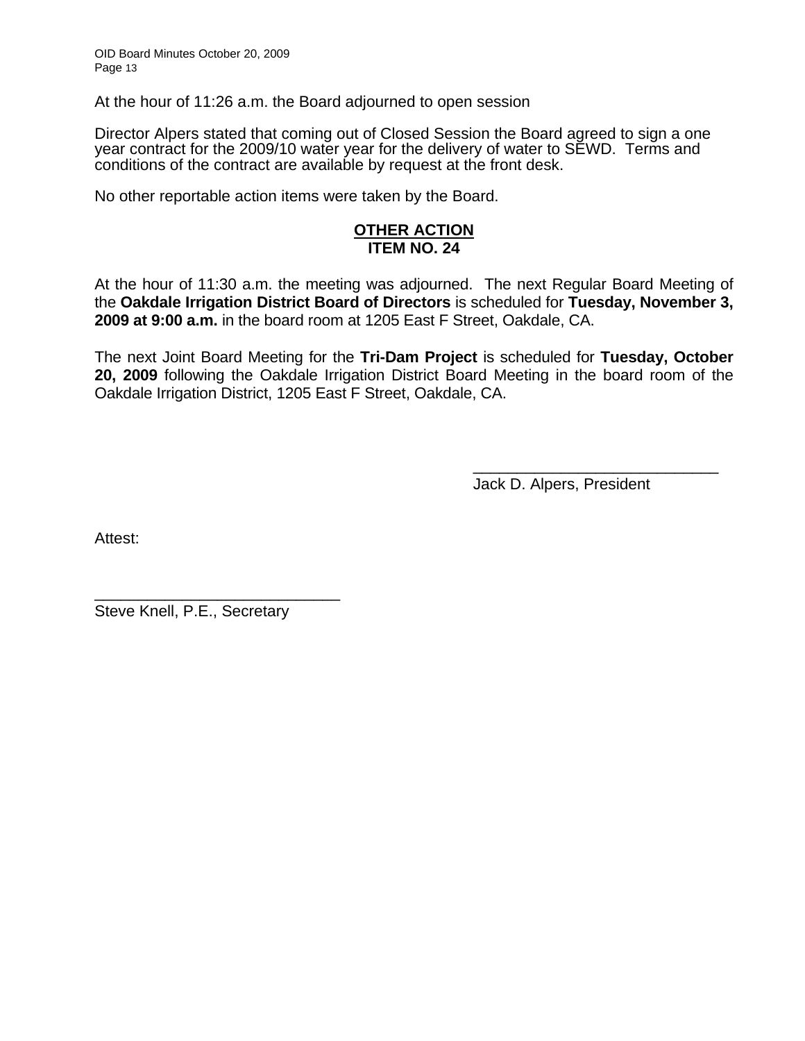At the hour of 11:26 a.m. the Board adjourned to open session

Director Alpers stated that coming out of Closed Session the Board agreed to sign a one year contract for the 2009/10 water year for the delivery of water to SEWD. Terms and conditions of the contract are available by request at the front desk.

No other reportable action items were taken by the Board.

**OTHER ACTION**
**ITEM NO. 24**

At the hour of 11:30 a.m. the meeting was adjourned. The next Regular Board Meeting of the **Oakdale Irrigation District Board of Directors** is scheduled for **Tuesday, November 3, 2009 at 9:00 a.m.** in the board room at 1205 East F Street, Oakdale, CA.

The next Joint Board Meeting for the **Tri-Dam Project** is scheduled for **Tuesday, October 20, 2009** following the Oakdale Irrigation District Board Meeting in the board room of the Oakdale Irrigation District, 1205 East F Street, Oakdale, CA.

\_\_\_\_\_\_\_\_\_\_\_\_\_\_\_\_\_\_\_\_\_\_\_\_\_\_\_\_
Jack D. Alpers, President

Attest:

\_\_\_\_\_\_\_\_\_\_\_\_\_\_\_\_\_\_\_\_\_\_\_\_\_\_\_\_
Steve Knell, P.E., Secretary